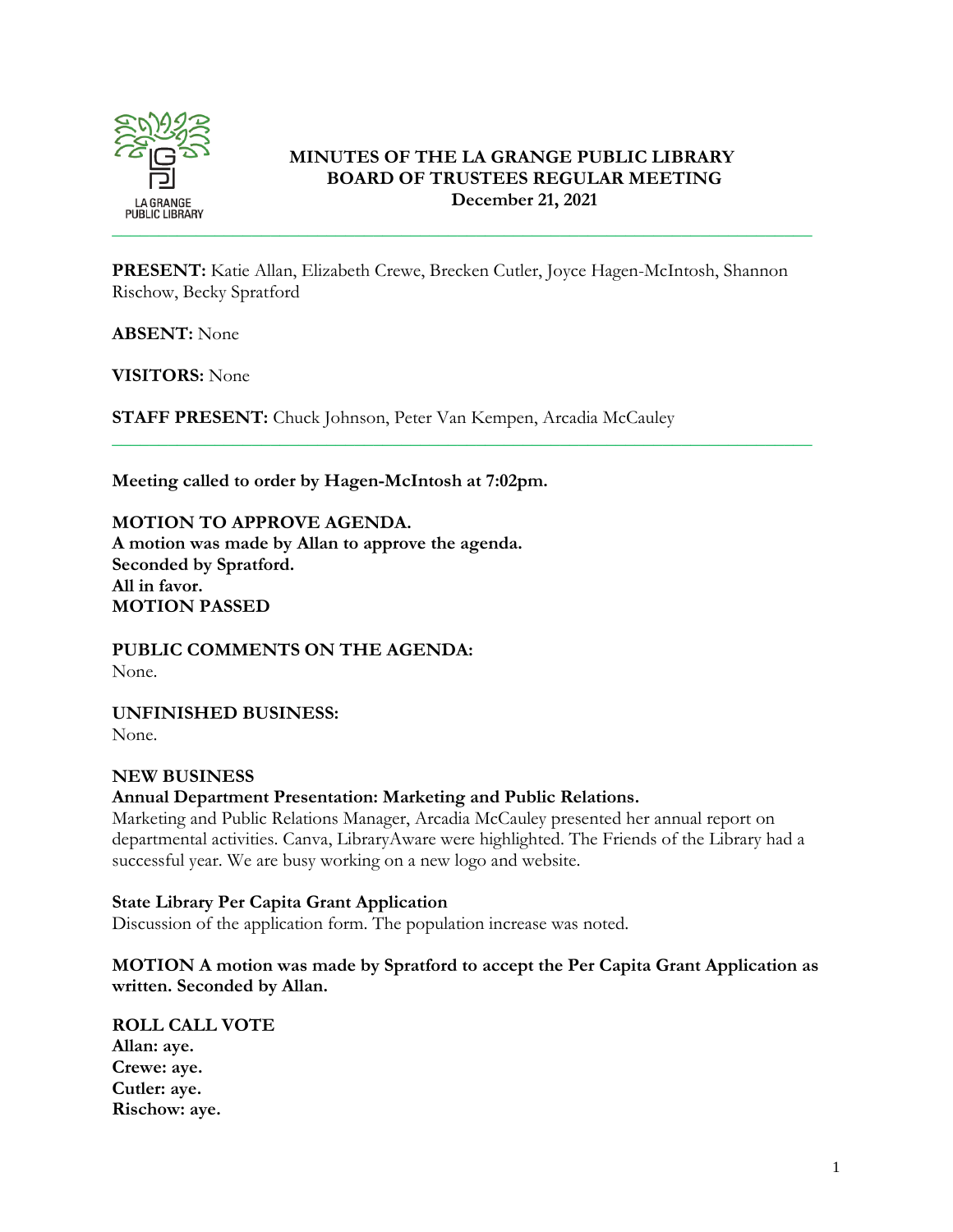# MINUTES OF THE LA GRANGE PUBLIC LIBRARY BOARD OF TRUSTEES REGULAR MEETING

**December 21, 2021**

---

**PRESENT:** Katie Allan, Elizabeth Crewe, Brecken Cutler, Joyce Hagen-McIntosh, Shannon Rischow, Becky Spratford

**ABSENT:** None

**VISITORS:** None

**STAFF PRESENT:** Chuck Johnson, Peter Van Kempen, Arcadia McCauley

---

**Meeting called to order by Hagen-McIntosh at 7:02pm.**

**MOTION TO APPROVE AGENDA.**
**A motion was made by Allan to approve the agenda.**
**Seconded by Spratford.**
**All in favor.**
**MOTION PASSED**

**PUBLIC COMMENTS ON THE AGENDA:**
None.

**UNFINISHED BUSINESS:**
None.

**NEW BUSINESS**

**Annual Department Presentation: Marketing and Public Relations.**
Marketing and Public Relations Manager, Arcadia McCauley presented her annual report on departmental activities. Canva, LibraryAware were highlighted. The Friends of the Library had a successful year. We are busy working on a new logo and website.

**State Library Per Capita Grant Application**
Discussion of the application form. The population increase was noted.

**MOTION A motion was made by Spratford to accept the Per Capita Grant Application as written. Seconded by Allan.**

**ROLL CALL VOTE**
**Allan: aye.**
**Crewe: aye.**
**Cutler: aye.**
**Rischow: aye.**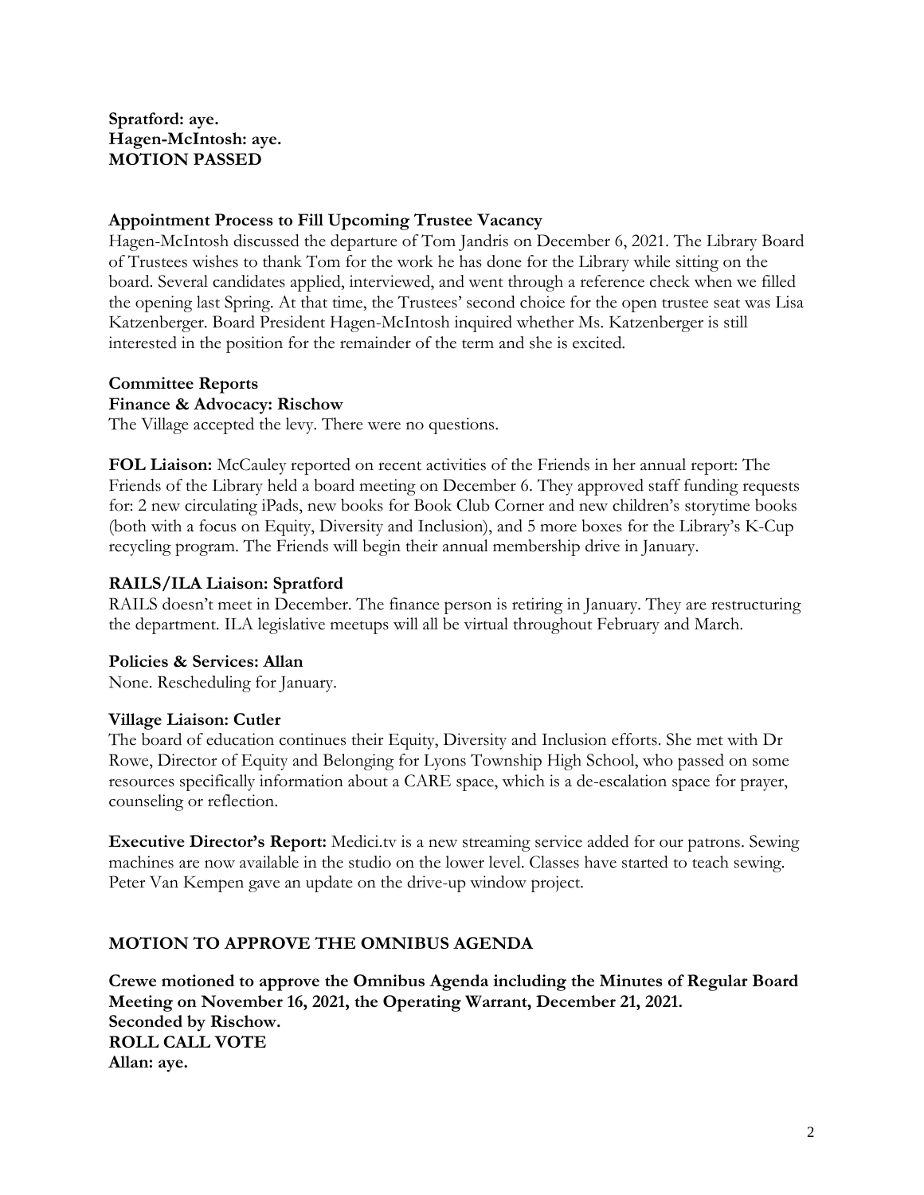**Spratford: aye.**
**Hagen-McIntosh: aye.**
**MOTION PASSED**

**Appointment Process to Fill Upcoming Trustee Vacancy**

Hagen-McIntosh discussed the departure of Tom Jandris on December 6, 2021. The Library Board of Trustees wishes to thank Tom for the work he has done for the Library while sitting on the board. Several candidates applied, interviewed, and went through a reference check when we filled the opening last Spring. At that time, the Trustees' second choice for the open trustee seat was Lisa Katzenberger. Board President Hagen-McIntosh inquired whether Ms. Katzenberger is still interested in the position for the remainder of the term and she is excited.

**Committee Reports**

**Finance & Advocacy: Rischow**

The Village accepted the levy. There were no questions.

**FOL Liaison:** McCauley reported on recent activities of the Friends in her annual report: The Friends of the Library held a board meeting on December 6. They approved staff funding requests for: 2 new circulating iPads, new books for Book Club Corner and new children's storytime books (both with a focus on Equity, Diversity and Inclusion), and 5 more boxes for the Library's K-Cup recycling program. The Friends will begin their annual membership drive in January.

**RAILS/ILA Liaison: Spratford**

RAILS doesn't meet in December. The finance person is retiring in January. They are restructuring the department. ILA legislative meetups will all be virtual throughout February and March.

**Policies & Services: Allan**

None. Rescheduling for January.

**Village Liaison: Cutler**

The board of education continues their Equity, Diversity and Inclusion efforts. She met with Dr Rowe, Director of Equity and Belonging for Lyons Township High School, who passed on some resources specifically information about a CARE space, which is a de-escalation space for prayer, counseling or reflection.

**Executive Director's Report:** Medici.tv is a new streaming service added for our patrons. Sewing machines are now available in the studio on the lower level. Classes have started to teach sewing. Peter Van Kempen gave an update on the drive-up window project.

**MOTION TO APPROVE THE OMNIBUS AGENDA**

**Crewe motioned to approve the Omnibus Agenda including the Minutes of Regular Board Meeting on November 16, 2021, the Operating Warrant, December 21, 2021.**
**Seconded by Rischow.**
**ROLL CALL VOTE**
**Allan: aye.**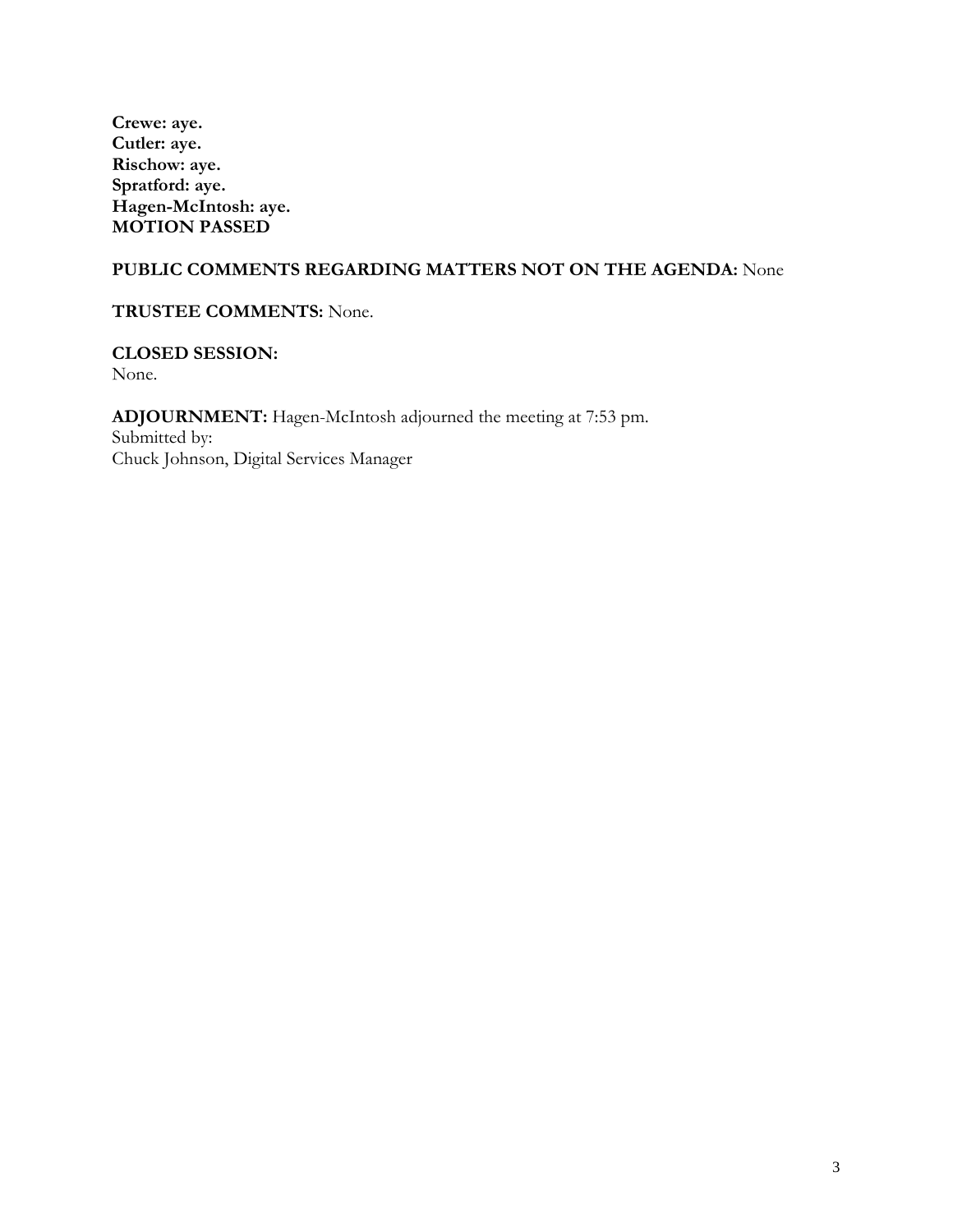**Crewe: aye.**
**Cutler: aye.**
**Rischow: aye.**
**Spratford: aye.**
**Hagen-McIntosh: aye.**
**MOTION PASSED**

**PUBLIC COMMENTS REGARDING MATTERS NOT ON THE AGENDA:** None

**TRUSTEE COMMENTS:** None.

**CLOSED SESSION:**
None.

**ADJOURNMENT:** Hagen-McIntosh adjourned the meeting at 7:53 pm.
Submitted by:
Chuck Johnson, Digital Services Manager